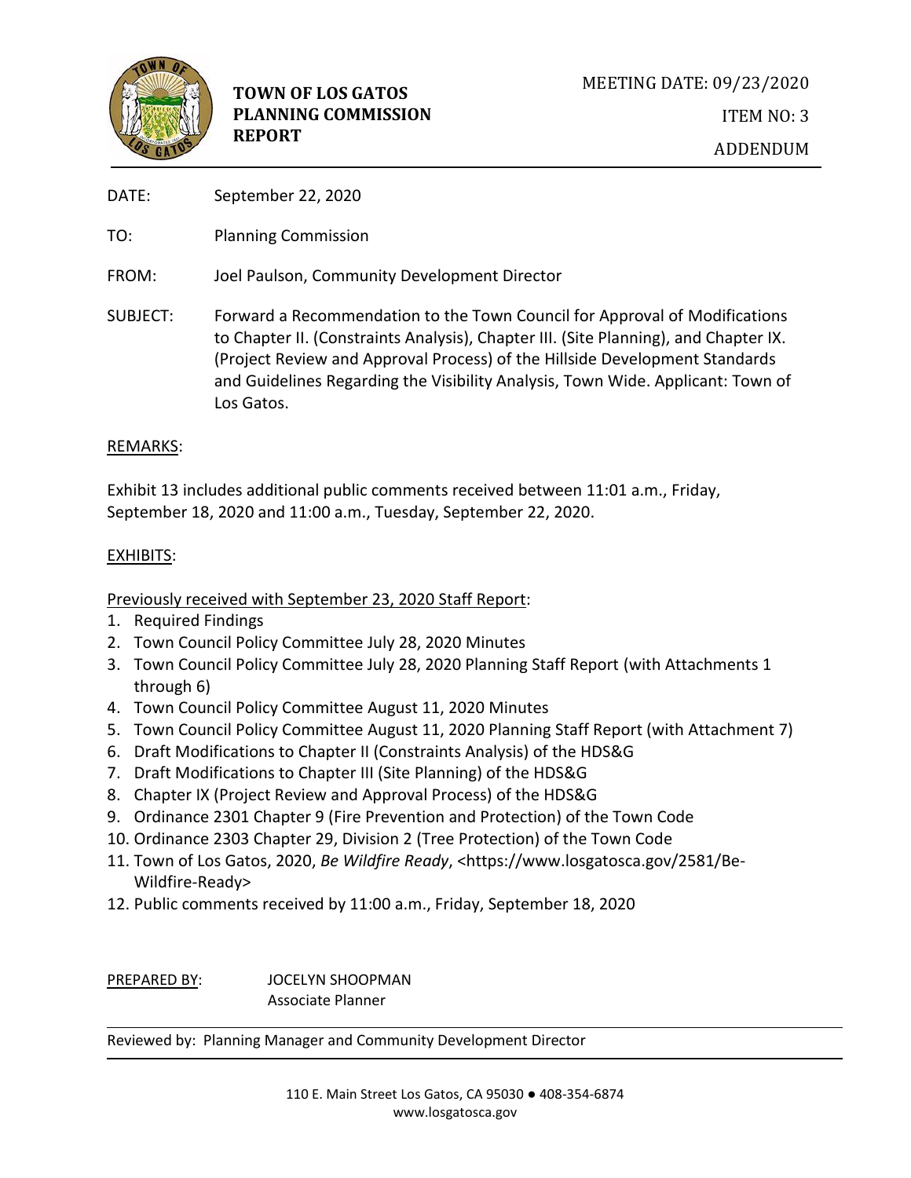**TOWN OF LOS GATOS**
**PLANNING COMMISSION**
**REPORT**

MEETING DATE: 09/23/2020

ITEM NO: 3

ADDENDUM

DATE: September 22, 2020

TO: Planning Commission

FROM: Joel Paulson, Community Development Director

SUBJECT: Forward a Recommendation to the Town Council for Approval of Modifications to Chapter II. (Constraints Analysis), Chapter III. (Site Planning), and Chapter IX. (Project Review and Approval Process) of the Hillside Development Standards and Guidelines Regarding the Visibility Analysis, Town Wide. Applicant: Town of Los Gatos.

REMARKS:

Exhibit 13 includes additional public comments received between 11:01 a.m., Friday, September 18, 2020 and 11:00 a.m., Tuesday, September 22, 2020.

EXHIBITS:

Previously received with September 23, 2020 Staff Report:

1. Required Findings
2. Town Council Policy Committee July 28, 2020 Minutes
3. Town Council Policy Committee July 28, 2020 Planning Staff Report (with Attachments 1 through 6)
4. Town Council Policy Committee August 11, 2020 Minutes
5. Town Council Policy Committee August 11, 2020 Planning Staff Report (with Attachment 7)
6. Draft Modifications to Chapter II (Constraints Analysis) of the HDS&G
7. Draft Modifications to Chapter III (Site Planning) of the HDS&G
8. Chapter IX (Project Review and Approval Process) of the HDS&G
9. Ordinance 2301 Chapter 9 (Fire Prevention and Protection) of the Town Code
10. Ordinance 2303 Chapter 29, Division 2 (Tree Protection) of the Town Code
11. Town of Los Gatos, 2020, *Be Wildfire Ready*, <https://www.losgatosca.gov/2581/Be-Wildfire-Ready>
12. Public comments received by 11:00 a.m., Friday, September 18, 2020

PREPARED BY: JOCELYN SHOOPMAN
Associate Planner

Reviewed by: Planning Manager and Community Development Director

110 E. Main Street Los Gatos, CA 95030 ● 408-354-6874
www.losgatosca.gov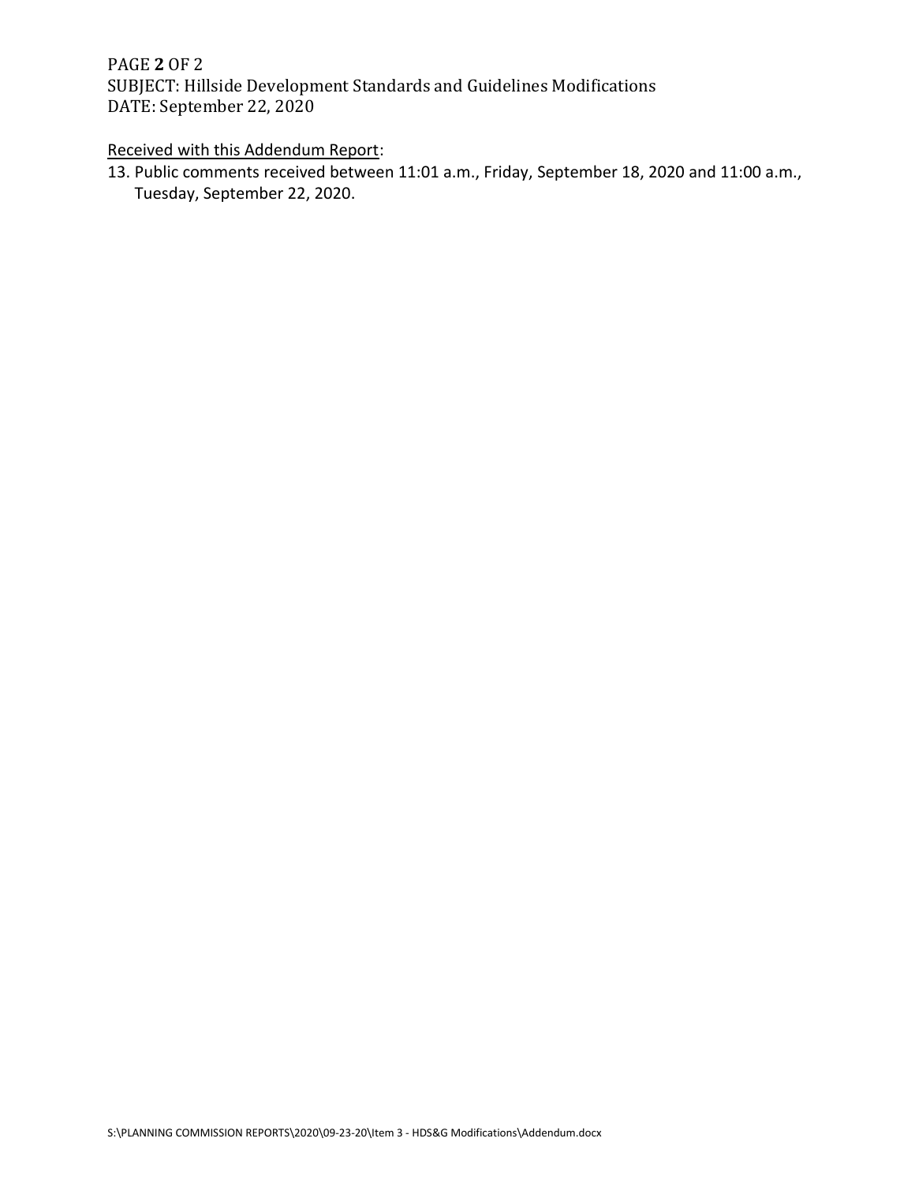<u>Received with this Addendum Report</u>:

13. Public comments received between 11:01 a.m., Friday, September 18, 2020 and 11:00 a.m., Tuesday, September 22, 2020.